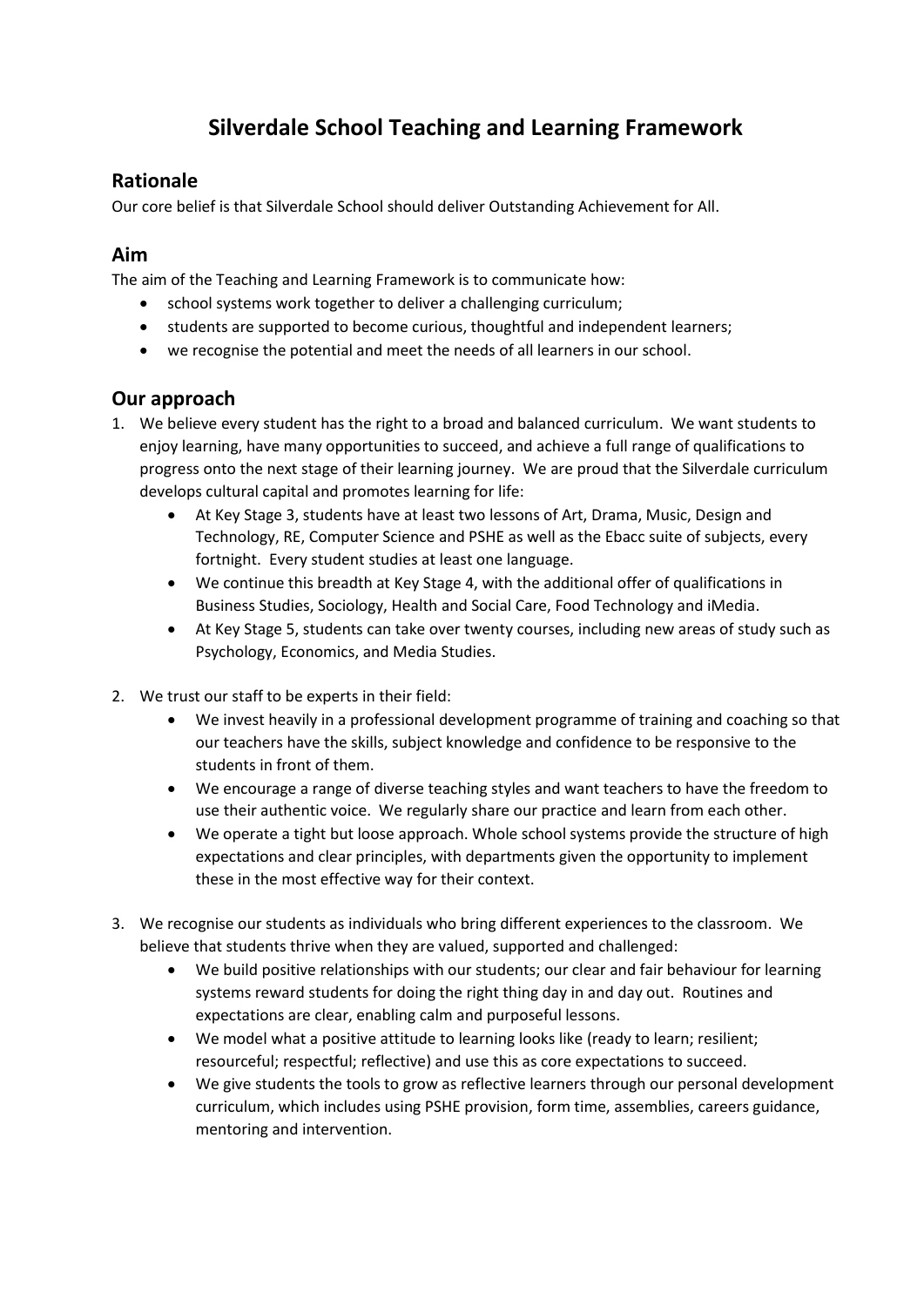# Silverdale School Teaching and Learning Framework

## Rationale

Our core belief is that Silverdale School should deliver Outstanding Achievement for All.

## Aim

The aim of the Teaching and Learning Framework is to communicate how:

- school systems work together to deliver a challenging curriculum;
- students are supported to become curious, thoughtful and independent learners;
- we recognise the potential and meet the needs of all learners in our school.

## Our approach

1. We believe every student has the right to a broad and balanced curriculum. We want students to enjoy learning, have many opportunities to succeed, and achieve a full range of qualifications to progress onto the next stage of their learning journey. We are proud that the Silverdale curriculum develops cultural capital and promotes learning for life:
   - At Key Stage 3, students have at least two lessons of Art, Drama, Music, Design and Technology, RE, Computer Science and PSHE as well as the Ebacc suite of subjects, every fortnight. Every student studies at least one language.
   - We continue this breadth at Key Stage 4, with the additional offer of qualifications in Business Studies, Sociology, Health and Social Care, Food Technology and iMedia.
   - At Key Stage 5, students can take over twenty courses, including new areas of study such as Psychology, Economics, and Media Studies.

2. We trust our staff to be experts in their field:
   - We invest heavily in a professional development programme of training and coaching so that our teachers have the skills, subject knowledge and confidence to be responsive to the students in front of them.
   - We encourage a range of diverse teaching styles and want teachers to have the freedom to use their authentic voice. We regularly share our practice and learn from each other.
   - We operate a tight but loose approach. Whole school systems provide the structure of high expectations and clear principles, with departments given the opportunity to implement these in the most effective way for their context.

3. We recognise our students as individuals who bring different experiences to the classroom. We believe that students thrive when they are valued, supported and challenged:
   - We build positive relationships with our students; our clear and fair behaviour for learning systems reward students for doing the right thing day in and day out. Routines and expectations are clear, enabling calm and purposeful lessons.
   - We model what a positive attitude to learning looks like (ready to learn; resilient; resourceful; respectful; reflective) and use this as core expectations to succeed.
   - We give students the tools to grow as reflective learners through our personal development curriculum, which includes using PSHE provision, form time, assemblies, careers guidance, mentoring and intervention.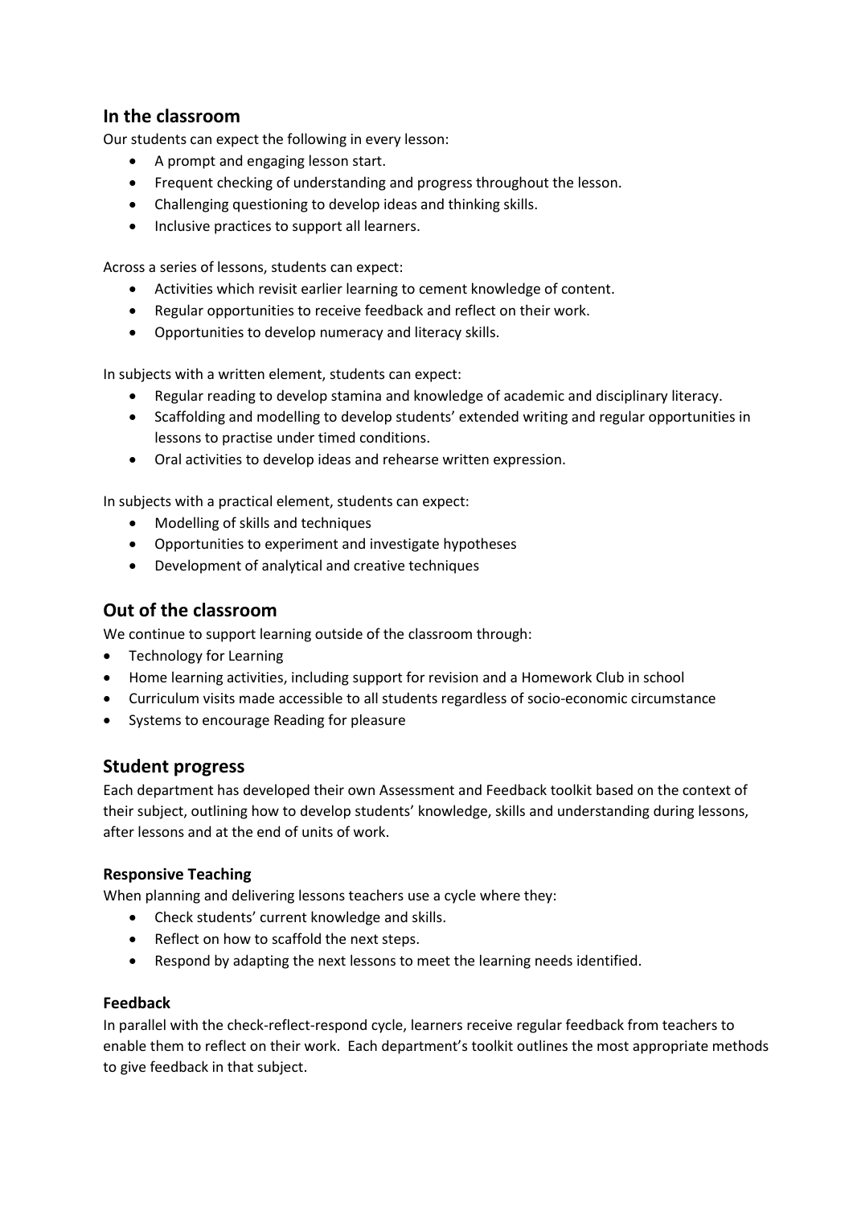## In the classroom

Our students can expect the following in every lesson:

- A prompt and engaging lesson start.
- Frequent checking of understanding and progress throughout the lesson.
- Challenging questioning to develop ideas and thinking skills.
- Inclusive practices to support all learners.

Across a series of lessons, students can expect:

- Activities which revisit earlier learning to cement knowledge of content.
- Regular opportunities to receive feedback and reflect on their work.
- Opportunities to develop numeracy and literacy skills.

In subjects with a written element, students can expect:

- Regular reading to develop stamina and knowledge of academic and disciplinary literacy.
- Scaffolding and modelling to develop students' extended writing and regular opportunities in lessons to practise under timed conditions.
- Oral activities to develop ideas and rehearse written expression.

In subjects with a practical element, students can expect:

- Modelling of skills and techniques
- Opportunities to experiment and investigate hypotheses
- Development of analytical and creative techniques

## Out of the classroom

We continue to support learning outside of the classroom through:

- Technology for Learning
- Home learning activities, including support for revision and a Homework Club in school
- Curriculum visits made accessible to all students regardless of socio-economic circumstance
- Systems to encourage Reading for pleasure

## Student progress

Each department has developed their own Assessment and Feedback toolkit based on the context of their subject, outlining how to develop students' knowledge, skills and understanding during lessons, after lessons and at the end of units of work.

### Responsive Teaching

When planning and delivering lessons teachers use a cycle where they:

- Check students' current knowledge and skills.
- Reflect on how to scaffold the next steps.
- Respond by adapting the next lessons to meet the learning needs identified.

### Feedback

In parallel with the check-reflect-respond cycle, learners receive regular feedback from teachers to enable them to reflect on their work. Each department's toolkit outlines the most appropriate methods to give feedback in that subject.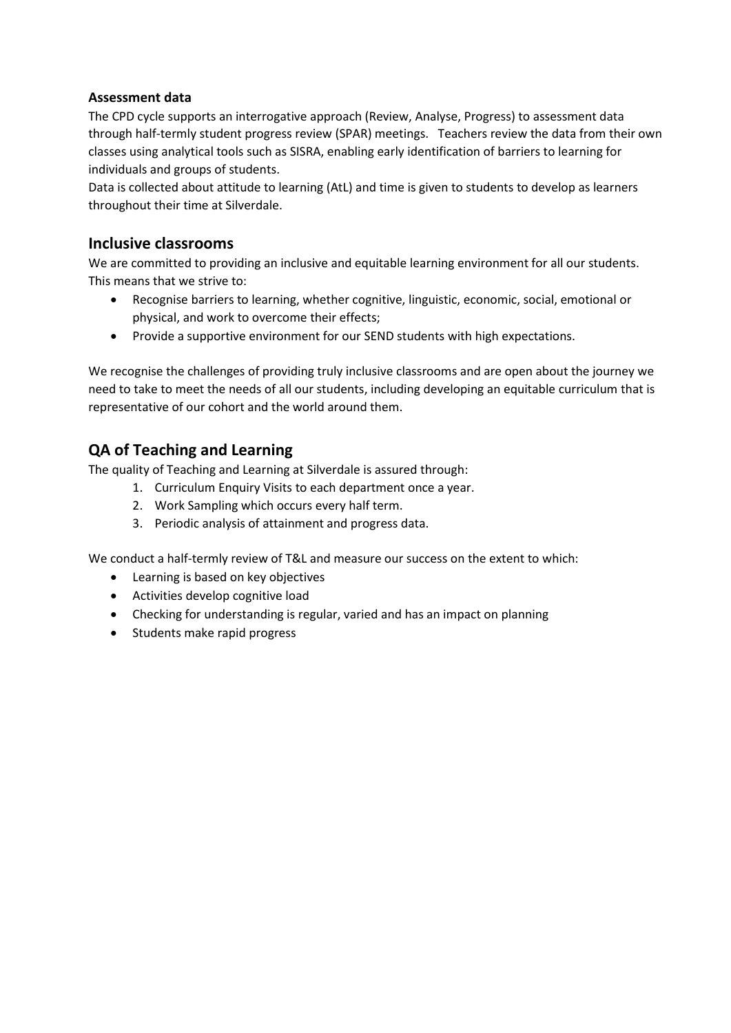**Assessment data**

The CPD cycle supports an interrogative approach (Review, Analyse, Progress) to assessment data through half-termly student progress review (SPAR) meetings. Teachers review the data from their own classes using analytical tools such as SISRA, enabling early identification of barriers to learning for individuals and groups of students.

Data is collected about attitude to learning (AtL) and time is given to students to develop as learners throughout their time at Silverdale.

## Inclusive classrooms

We are committed to providing an inclusive and equitable learning environment for all our students. This means that we strive to:

- Recognise barriers to learning, whether cognitive, linguistic, economic, social, emotional or physical, and work to overcome their effects;
- Provide a supportive environment for our SEND students with high expectations.

We recognise the challenges of providing truly inclusive classrooms and are open about the journey we need to take to meet the needs of all our students, including developing an equitable curriculum that is representative of our cohort and the world around them.

## QA of Teaching and Learning

The quality of Teaching and Learning at Silverdale is assured through:

1. Curriculum Enquiry Visits to each department once a year.
2. Work Sampling which occurs every half term.
3. Periodic analysis of attainment and progress data.

We conduct a half-termly review of T&L and measure our success on the extent to which:

- Learning is based on key objectives
- Activities develop cognitive load
- Checking for understanding is regular, varied and has an impact on planning
- Students make rapid progress